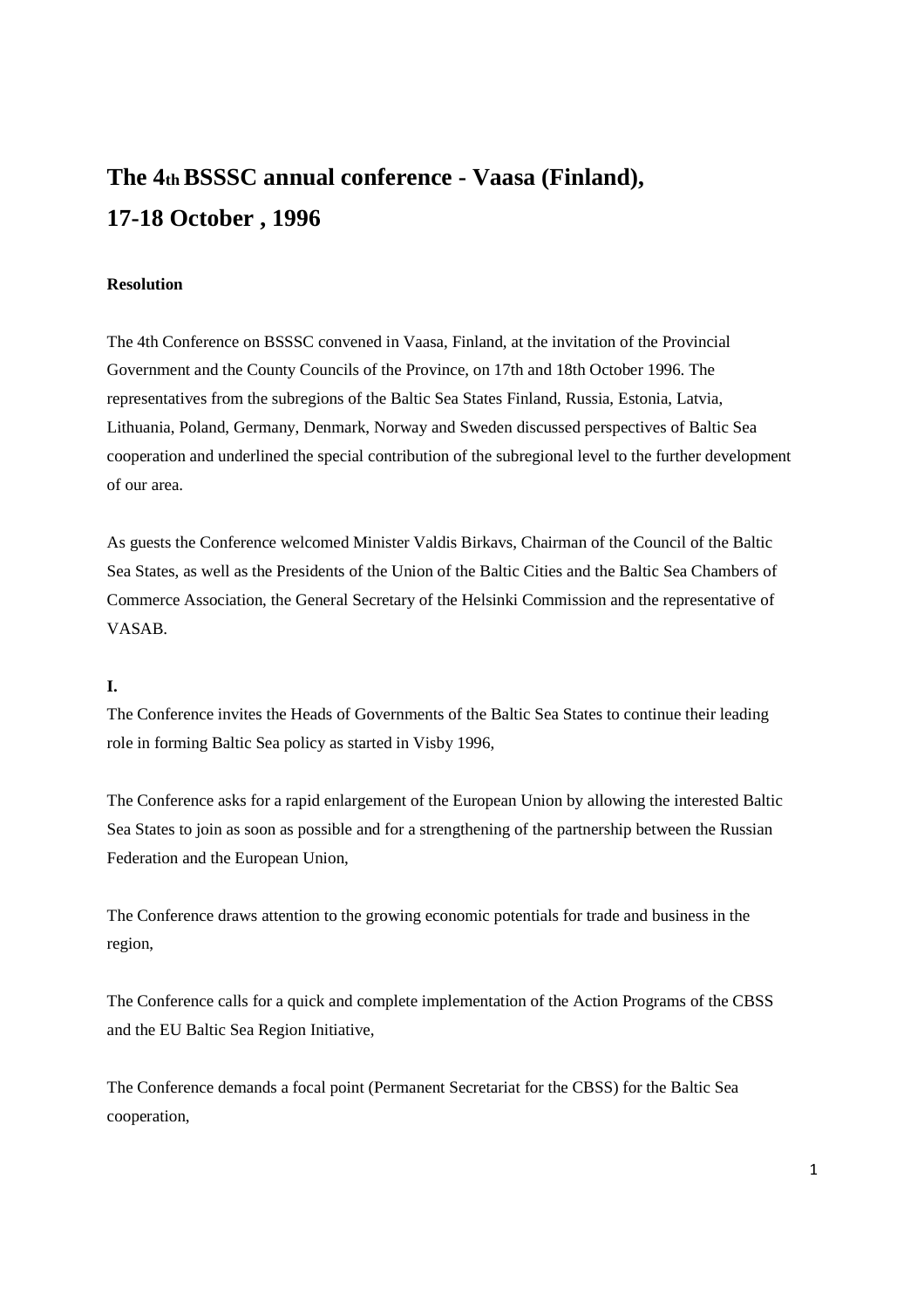# The 4th BSSSC annual conference - Vaasa (Finland), 17-18 October , 1996

**Resolution**

The 4th Conference on BSSSC convened in Vaasa, Finland, at the invitation of the Provincial Government and the County Councils of the Province, on 17th and 18th October 1996. The representatives from the subregions of the Baltic Sea States Finland, Russia, Estonia, Latvia, Lithuania, Poland, Germany, Denmark, Norway and Sweden discussed perspectives of Baltic Sea cooperation and underlined the special contribution of the subregional level to the further development of our area.

As guests the Conference welcomed Minister Valdis Birkavs, Chairman of the Council of the Baltic Sea States, as well as the Presidents of the Union of the Baltic Cities and the Baltic Sea Chambers of Commerce Association, the General Secretary of the Helsinki Commission and the representative of VASAB.

**I.**

The Conference invites the Heads of Governments of the Baltic Sea States to continue their leading role in forming Baltic Sea policy as started in Visby 1996,

The Conference asks for a rapid enlargement of the European Union by allowing the interested Baltic Sea States to join as soon as possible and for a strengthening of the partnership between the Russian Federation and the European Union,

The Conference draws attention to the growing economic potentials for trade and business in the region,

The Conference calls for a quick and complete implementation of the Action Programs of the CBSS and the EU Baltic Sea Region Initiative,

The Conference demands a focal point (Permanent Secretariat for the CBSS) for the Baltic Sea cooperation,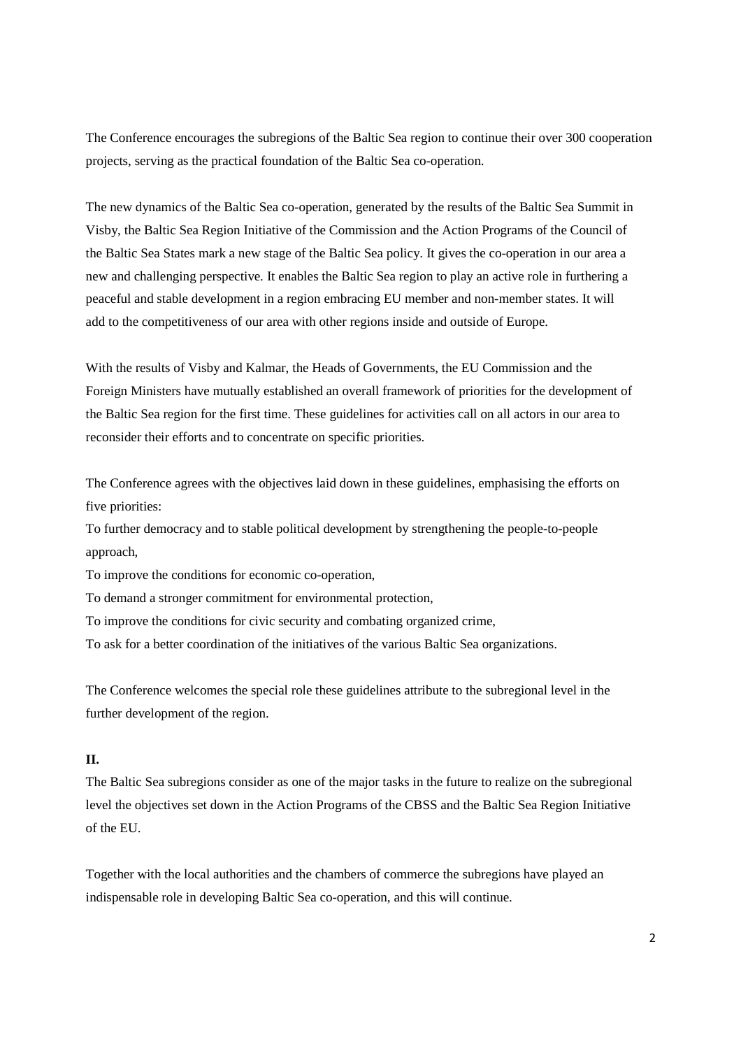The Conference encourages the subregions of the Baltic Sea region to continue their over 300 cooperation projects, serving as the practical foundation of the Baltic Sea co-operation.

The new dynamics of the Baltic Sea co-operation, generated by the results of the Baltic Sea Summit in Visby, the Baltic Sea Region Initiative of the Commission and the Action Programs of the Council of the Baltic Sea States mark a new stage of the Baltic Sea policy. It gives the co-operation in our area a new and challenging perspective. It enables the Baltic Sea region to play an active role in furthering a peaceful and stable development in a region embracing EU member and non-member states. It will add to the competitiveness of our area with other regions inside and outside of Europe.

With the results of Visby and Kalmar, the Heads of Governments, the EU Commission and the Foreign Ministers have mutually established an overall framework of priorities for the development of the Baltic Sea region for the first time. These guidelines for activities call on all actors in our area to reconsider their efforts and to concentrate on specific priorities.

The Conference agrees with the objectives laid down in these guidelines, emphasising the efforts on five priorities:

To further democracy and to stable political development by strengthening the people-to-people approach,

To improve the conditions for economic co-operation,

To demand a stronger commitment for environmental protection,

To improve the conditions for civic security and combating organized crime,

To ask for a better coordination of the initiatives of the various Baltic Sea organizations.

The Conference welcomes the special role these guidelines attribute to the subregional level in the further development of the region.

**II.**

The Baltic Sea subregions consider as one of the major tasks in the future to realize on the subregional level the objectives set down in the Action Programs of the CBSS and the Baltic Sea Region Initiative of the EU.

Together with the local authorities and the chambers of commerce the subregions have played an indispensable role in developing Baltic Sea co-operation, and this will continue.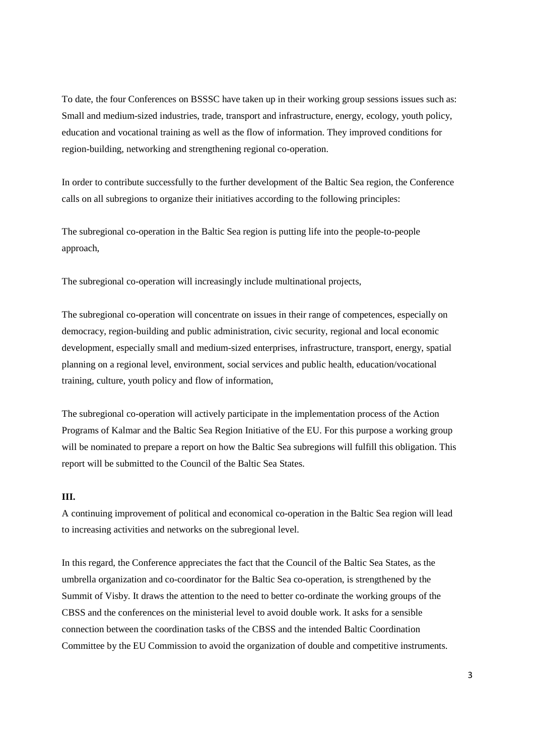To date, the four Conferences on BSSSC have taken up in their working group sessions issues such as: Small and medium-sized industries, trade, transport and infrastructure, energy, ecology, youth policy, education and vocational training as well as the flow of information. They improved conditions for region-building, networking and strengthening regional co-operation.

In order to contribute successfully to the further development of the Baltic Sea region, the Conference calls on all subregions to organize their initiatives according to the following principles:

The subregional co-operation in the Baltic Sea region is putting life into the people-to-people approach,

The subregional co-operation will increasingly include multinational projects,

The subregional co-operation will concentrate on issues in their range of competences, especially on democracy, region-building and public administration, civic security, regional and local economic development, especially small and medium-sized enterprises, infrastructure, transport, energy, spatial planning on a regional level, environment, social services and public health, education/vocational training, culture, youth policy and flow of information,

The subregional co-operation will actively participate in the implementation process of the Action Programs of Kalmar and the Baltic Sea Region Initiative of the EU. For this purpose a working group will be nominated to prepare a report on how the Baltic Sea subregions will fulfill this obligation. This report will be submitted to the Council of the Baltic Sea States.

**III.**

A continuing improvement of political and economical co-operation in the Baltic Sea region will lead to increasing activities and networks on the subregional level.

In this regard, the Conference appreciates the fact that the Council of the Baltic Sea States, as the umbrella organization and co-coordinator for the Baltic Sea co-operation, is strengthened by the Summit of Visby. It draws the attention to the need to better co-ordinate the working groups of the CBSS and the conferences on the ministerial level to avoid double work. It asks for a sensible connection between the coordination tasks of the CBSS and the intended Baltic Coordination Committee by the EU Commission to avoid the organization of double and competitive instruments.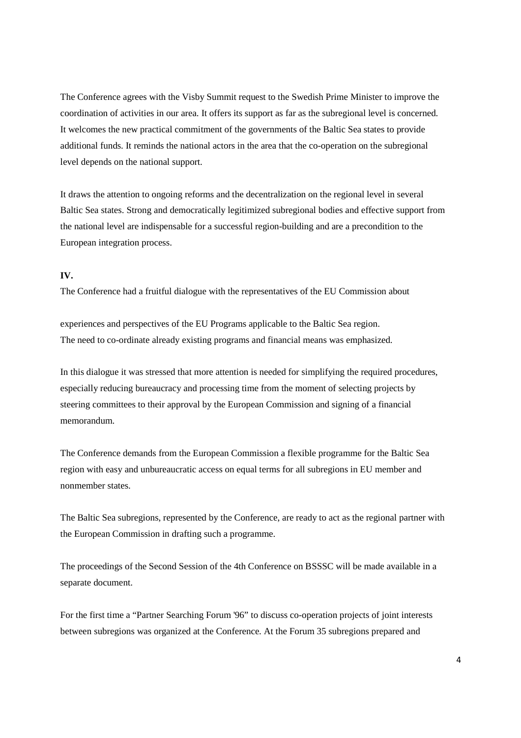The Conference agrees with the Visby Summit request to the Swedish Prime Minister to improve the coordination of activities in our area. It offers its support as far as the subregional level is concerned. It welcomes the new practical commitment of the governments of the Baltic Sea states to provide additional funds. It reminds the national actors in the area that the co-operation on the subregional level depends on the national support.

It draws the attention to ongoing reforms and the decentralization on the regional level in several Baltic Sea states. Strong and democratically legitimized subregional bodies and effective support from the national level are indispensable for a successful region-building and are a precondition to the European integration process.

**IV.**

The Conference had a fruitful dialogue with the representatives of the EU Commission about experiences and perspectives of the EU Programs applicable to the Baltic Sea region. The need to co-ordinate already existing programs and financial means was emphasized.

In this dialogue it was stressed that more attention is needed for simplifying the required procedures, especially reducing bureaucracy and processing time from the moment of selecting projects by steering committees to their approval by the European Commission and signing of a financial memorandum.

The Conference demands from the European Commission a flexible programme for the Baltic Sea region with easy and unbureaucratic access on equal terms for all subregions in EU member and nonmember states.

The Baltic Sea subregions, represented by the Conference, are ready to act as the regional partner with the European Commission in drafting such a programme.

The proceedings of the Second Session of the 4th Conference on BSSSC will be made available in a separate document.

For the first time a "Partner Searching Forum '96" to discuss co-operation projects of joint interests between subregions was organized at the Conference. At the Forum 35 subregions prepared and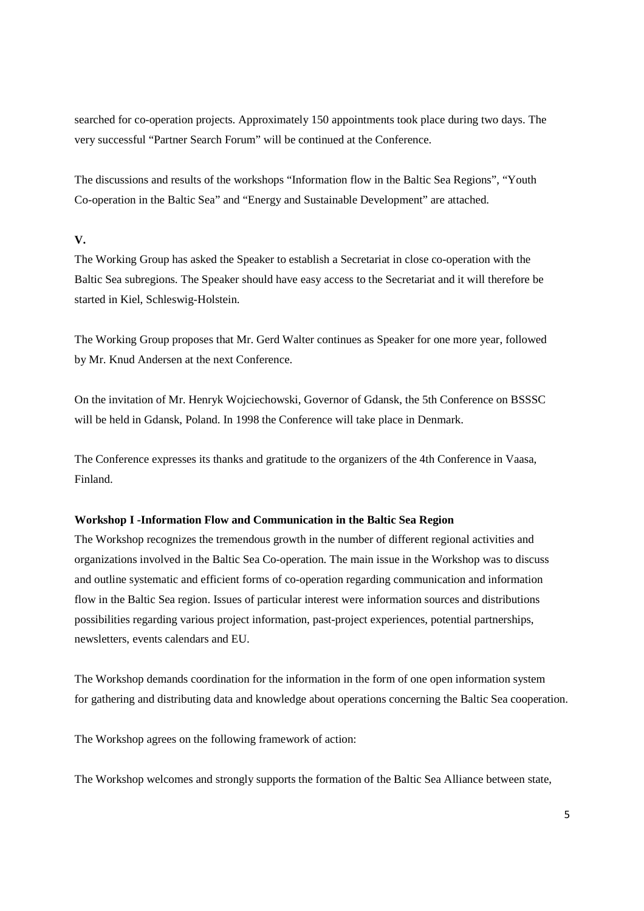searched for co-operation projects. Approximately 150 appointments took place during two days. The very successful "Partner Search Forum" will be continued at the Conference.

The discussions and results of the workshops "Information flow in the Baltic Sea Regions", "Youth Co-operation in the Baltic Sea" and "Energy and Sustainable Development" are attached.

**V.**

The Working Group has asked the Speaker to establish a Secretariat in close co-operation with the Baltic Sea subregions. The Speaker should have easy access to the Secretariat and it will therefore be started in Kiel, Schleswig-Holstein.

The Working Group proposes that Mr. Gerd Walter continues as Speaker for one more year, followed by Mr. Knud Andersen at the next Conference.

On the invitation of Mr. Henryk Wojciechowski, Governor of Gdansk, the 5th Conference on BSSSC will be held in Gdansk, Poland. In 1998 the Conference will take place in Denmark.

The Conference expresses its thanks and gratitude to the organizers of the 4th Conference in Vaasa, Finland.

**Workshop I -Information Flow and Communication in the Baltic Sea Region**

The Workshop recognizes the tremendous growth in the number of different regional activities and organizations involved in the Baltic Sea Co-operation. The main issue in the Workshop was to discuss and outline systematic and efficient forms of co-operation regarding communication and information flow in the Baltic Sea region. Issues of particular interest were information sources and distributions possibilities regarding various project information, past-project experiences, potential partnerships, newsletters, events calendars and EU.

The Workshop demands coordination for the information in the form of one open information system for gathering and distributing data and knowledge about operations concerning the Baltic Sea cooperation.

The Workshop agrees on the following framework of action:

The Workshop welcomes and strongly supports the formation of the Baltic Sea Alliance between state,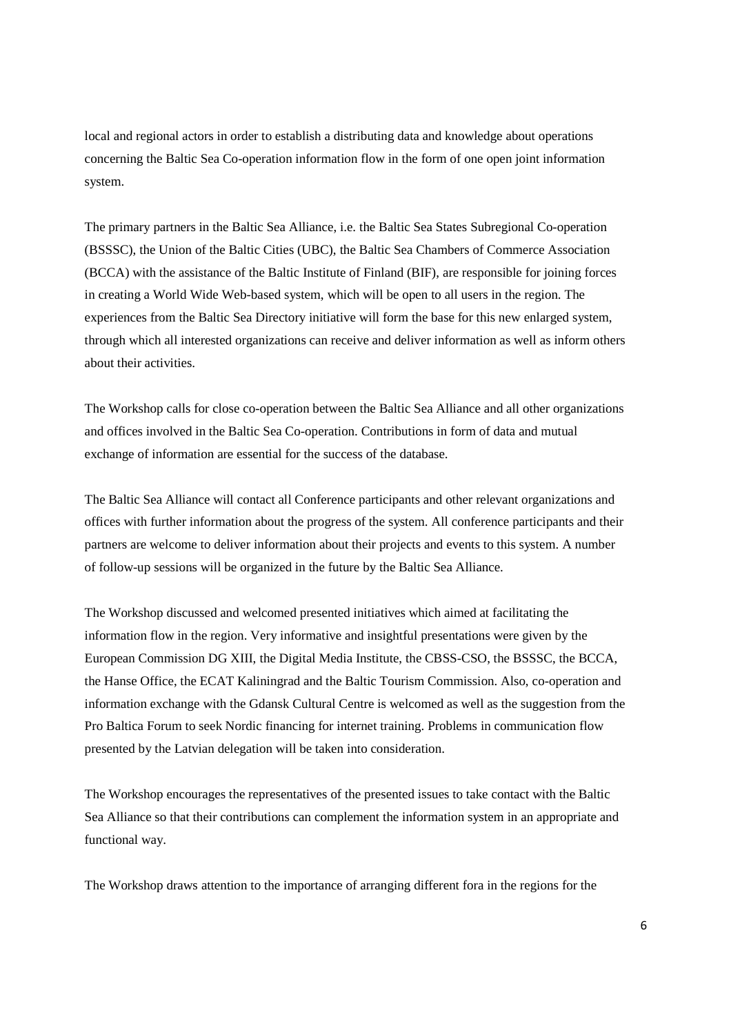local and regional actors in order to establish a distributing data and knowledge about operations concerning the Baltic Sea Co-operation information flow in the form of one open joint information system.

The primary partners in the Baltic Sea Alliance, i.e. the Baltic Sea States Subregional Co-operation (BSSSC), the Union of the Baltic Cities (UBC), the Baltic Sea Chambers of Commerce Association (BCCA) with the assistance of the Baltic Institute of Finland (BIF), are responsible for joining forces in creating a World Wide Web-based system, which will be open to all users in the region. The experiences from the Baltic Sea Directory initiative will form the base for this new enlarged system, through which all interested organizations can receive and deliver information as well as inform others about their activities.

The Workshop calls for close co-operation between the Baltic Sea Alliance and all other organizations and offices involved in the Baltic Sea Co-operation. Contributions in form of data and mutual exchange of information are essential for the success of the database.

The Baltic Sea Alliance will contact all Conference participants and other relevant organizations and offices with further information about the progress of the system. All conference participants and their partners are welcome to deliver information about their projects and events to this system. A number of follow-up sessions will be organized in the future by the Baltic Sea Alliance.

The Workshop discussed and welcomed presented initiatives which aimed at facilitating the information flow in the region. Very informative and insightful presentations were given by the European Commission DG XIII, the Digital Media Institute, the CBSS-CSO, the BSSSC, the BCCA, the Hanse Office, the ECAT Kaliningrad and the Baltic Tourism Commission. Also, co-operation and information exchange with the Gdansk Cultural Centre is welcomed as well as the suggestion from the Pro Baltica Forum to seek Nordic financing for internet training. Problems in communication flow presented by the Latvian delegation will be taken into consideration.

The Workshop encourages the representatives of the presented issues to take contact with the Baltic Sea Alliance so that their contributions can complement the information system in an appropriate and functional way.

The Workshop draws attention to the importance of arranging different fora in the regions for the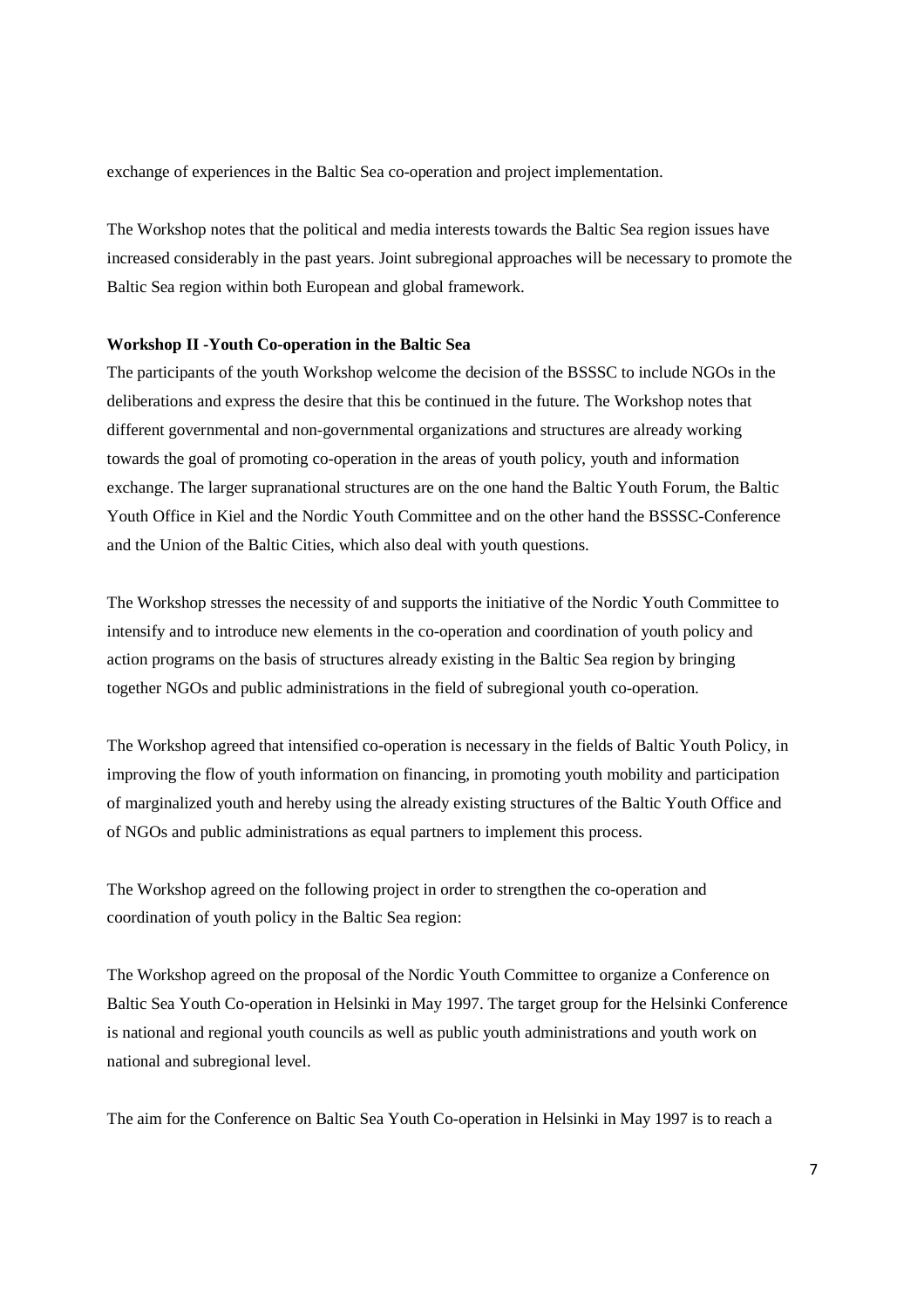exchange of experiences in the Baltic Sea co-operation and project implementation.

The Workshop notes that the political and media interests towards the Baltic Sea region issues have increased considerably in the past years. Joint subregional approaches will be necessary to promote the Baltic Sea region within both European and global framework.

**Workshop II -Youth Co-operation in the Baltic Sea**

The participants of the youth Workshop welcome the decision of the BSSSC to include NGOs in the deliberations and express the desire that this be continued in the future. The Workshop notes that different governmental and non-governmental organizations and structures are already working towards the goal of promoting co-operation in the areas of youth policy, youth and information exchange. The larger supranational structures are on the one hand the Baltic Youth Forum, the Baltic Youth Office in Kiel and the Nordic Youth Committee and on the other hand the BSSSC-Conference and the Union of the Baltic Cities, which also deal with youth questions.

The Workshop stresses the necessity of and supports the initiative of the Nordic Youth Committee to intensify and to introduce new elements in the co-operation and coordination of youth policy and action programs on the basis of structures already existing in the Baltic Sea region by bringing together NGOs and public administrations in the field of subregional youth co-operation.

The Workshop agreed that intensified co-operation is necessary in the fields of Baltic Youth Policy, in improving the flow of youth information on financing, in promoting youth mobility and participation of marginalized youth and hereby using the already existing structures of the Baltic Youth Office and of NGOs and public administrations as equal partners to implement this process.

The Workshop agreed on the following project in order to strengthen the co-operation and coordination of youth policy in the Baltic Sea region:

The Workshop agreed on the proposal of the Nordic Youth Committee to organize a Conference on Baltic Sea Youth Co-operation in Helsinki in May 1997. The target group for the Helsinki Conference is national and regional youth councils as well as public youth administrations and youth work on national and subregional level.

The aim for the Conference on Baltic Sea Youth Co-operation in Helsinki in May 1997 is to reach a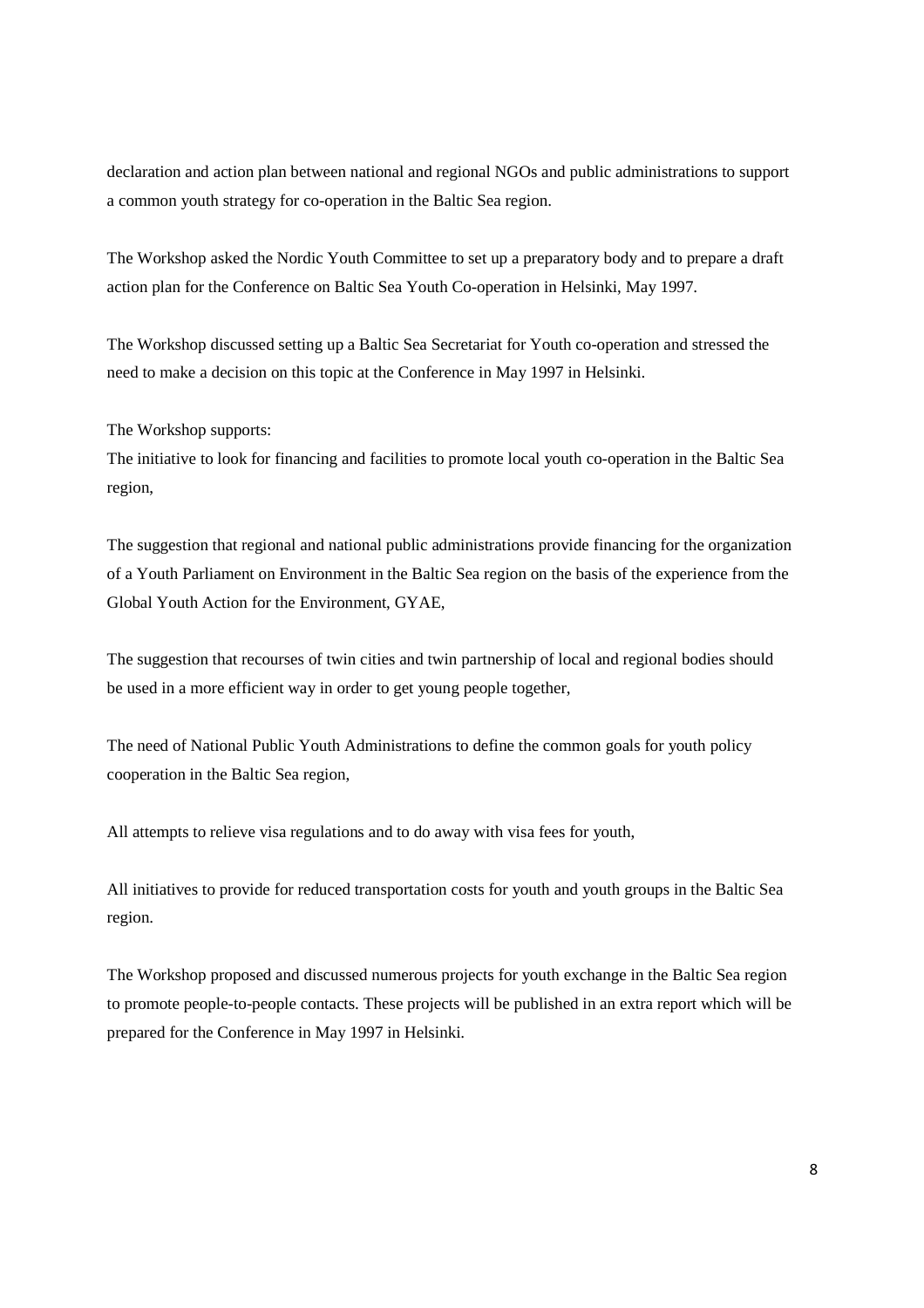declaration and action plan between national and regional NGOs and public administrations to support a common youth strategy for co-operation in the Baltic Sea region.

The Workshop asked the Nordic Youth Committee to set up a preparatory body and to prepare a draft action plan for the Conference on Baltic Sea Youth Co-operation in Helsinki, May 1997.

The Workshop discussed setting up a Baltic Sea Secretariat for Youth co-operation and stressed the need to make a decision on this topic at the Conference in May 1997 in Helsinki.

The Workshop supports:

The initiative to look for financing and facilities to promote local youth co-operation in the Baltic Sea region,

The suggestion that regional and national public administrations provide financing for the organization of a Youth Parliament on Environment in the Baltic Sea region on the basis of the experience from the Global Youth Action for the Environment, GYAE,

The suggestion that recourses of twin cities and twin partnership of local and regional bodies should be used in a more efficient way in order to get young people together,

The need of National Public Youth Administrations to define the common goals for youth policy cooperation in the Baltic Sea region,

All attempts to relieve visa regulations and to do away with visa fees for youth,

All initiatives to provide for reduced transportation costs for youth and youth groups in the Baltic Sea region.

The Workshop proposed and discussed numerous projects for youth exchange in the Baltic Sea region to promote people-to-people contacts. These projects will be published in an extra report which will be prepared for the Conference in May 1997 in Helsinki.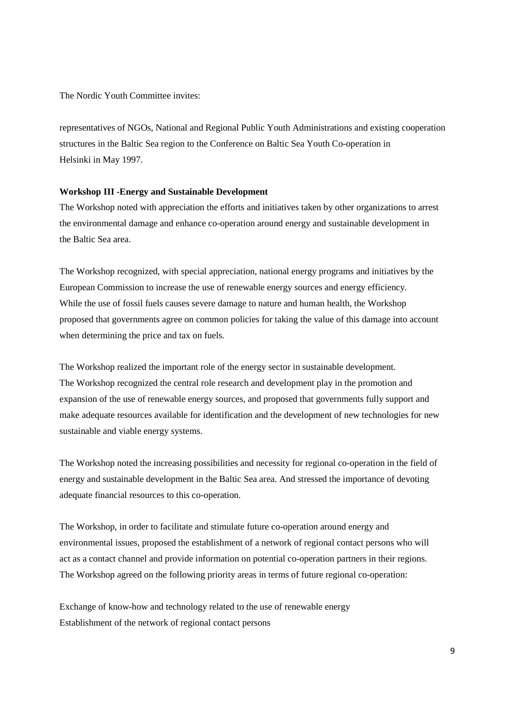The Nordic Youth Committee invites:

representatives of NGOs, National and Regional Public Youth Administrations and existing cooperation structures in the Baltic Sea region to the Conference on Baltic Sea Youth Co-operation in Helsinki in May 1997.

**Workshop III -Energy and Sustainable Development**

The Workshop noted with appreciation the efforts and initiatives taken by other organizations to arrest the environmental damage and enhance co-operation around energy and sustainable development in the Baltic Sea area.

The Workshop recognized, with special appreciation, national energy programs and initiatives by the European Commission to increase the use of renewable energy sources and energy efficiency. While the use of fossil fuels causes severe damage to nature and human health, the Workshop proposed that governments agree on common policies for taking the value of this damage into account when determining the price and tax on fuels.

The Workshop realized the important role of the energy sector in sustainable development. The Workshop recognized the central role research and development play in the promotion and expansion of the use of renewable energy sources, and proposed that governments fully support and make adequate resources available for identification and the development of new technologies for new sustainable and viable energy systems.

The Workshop noted the increasing possibilities and necessity for regional co-operation in the field of energy and sustainable development in the Baltic Sea area. And stressed the importance of devoting adequate financial resources to this co-operation.

The Workshop, in order to facilitate and stimulate future co-operation around energy and environmental issues, proposed the establishment of a network of regional contact persons who will act as a contact channel and provide information on potential co-operation partners in their regions. The Workshop agreed on the following priority areas in terms of future regional co-operation:

Exchange of know-how and technology related to the use of renewable energy
Establishment of the network of regional contact persons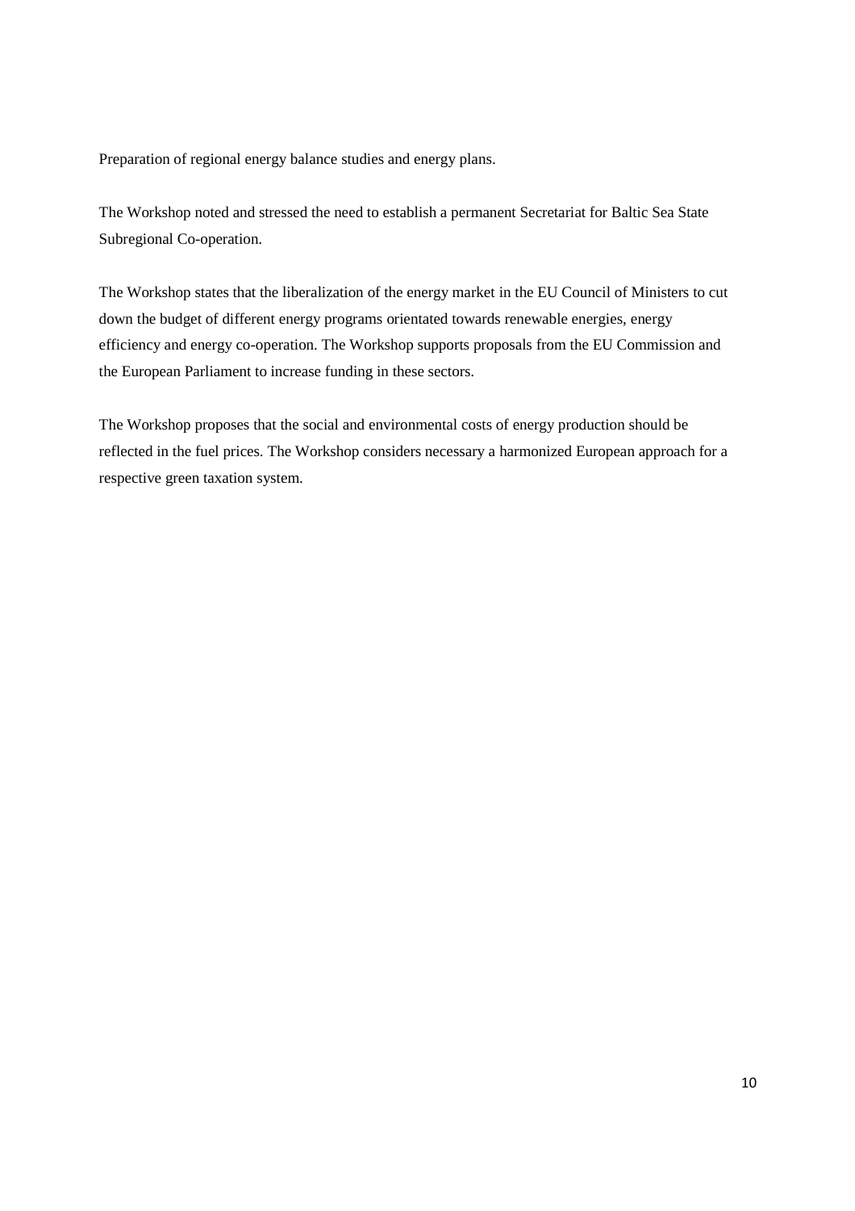Preparation of regional energy balance studies and energy plans.

The Workshop noted and stressed the need to establish a permanent Secretariat for Baltic Sea State Subregional Co-operation.

The Workshop states that the liberalization of the energy market in the EU Council of Ministers to cut down the budget of different energy programs orientated towards renewable energies, energy efficiency and energy co-operation. The Workshop supports proposals from the EU Commission and the European Parliament to increase funding in these sectors.

The Workshop proposes that the social and environmental costs of energy production should be reflected in the fuel prices. The Workshop considers necessary a harmonized European approach for a respective green taxation system.